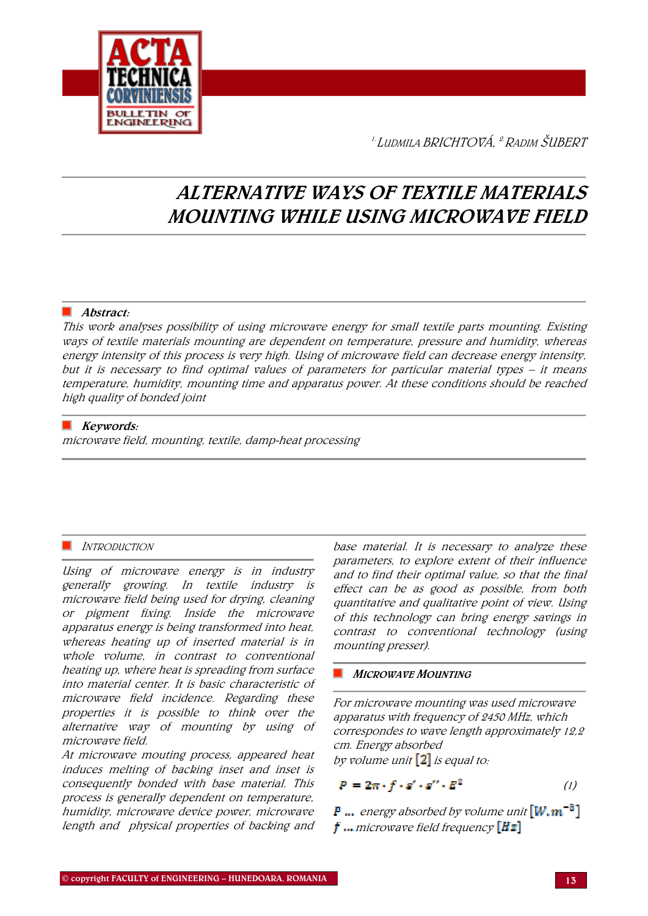[1.] LUDMILA BRICHTOVÁ, [2.] RADIM ŠUBERT

# ALTERNATIVE WAYS OF TEXTILE MATERIALS MOUNTING WHILE USING MICROWAVE FIELD

**Abstract:**

*This work analyses possibility of using microwave energy for small textile parts mounting. Existing ways of textile materials mounting are dependent on temperature, pressure and humidity, whereas energy intensity of this process is very high. Using of microwave field can decrease energy intensity, but it is necessary to find optimal values of parameters for particular material types – it means temperature, humidity, mounting time and apparatus power. At these conditions should be reached high quality of bonded joint*

**Keywords:**

*microwave field, mounting, textile, damp-heat processing*

## INTRODUCTION

*Using of microwave energy is in industry generally growing. In textile industry is microwave field being used for drying, cleaning or pigment fixing. Inside the microwave apparatus energy is being transformed into heat, whereas heating up of inserted material is in whole volume, in contrast to conventional heating up, where heat is spreading from surface into material center. It is basic characteristic of microwave field incidence. Regarding these properties it is possible to think over the alternative way of mounting by using of microwave field.*

*At microwave mouting process, appeared heat induces melting of backing inset and inset is consequently bonded with base material. This process is generally dependent on temperature, humidity, microwave device power, microwave length and physical properties of backing and base material. It is necessary to analyze these parameters, to explore extent of their influence and to find their optimal value, so that the final effect can be as good as possible, from both quantitative and qualitative point of view. Using of this technology can bring energy savings in contrast to conventional technology (using mounting presser).*

## MICROWAVE MOUNTING

*For microwave mounting was used microwave apparatus with frequency of 2450 MHz, which correspondes to wave length approximately 12,2 cm. Energy absorbed by volume unit [2] is equal to:*

$$P = 2\pi \cdot f \cdot \varepsilon' \cdot \varepsilon'' \cdot E^2 \qquad (1)$$

$P$ ... *energy absorbed by volume unit* $[W.m^{-3}]$

$f$ ... *microwave field frequency* $[Hz]$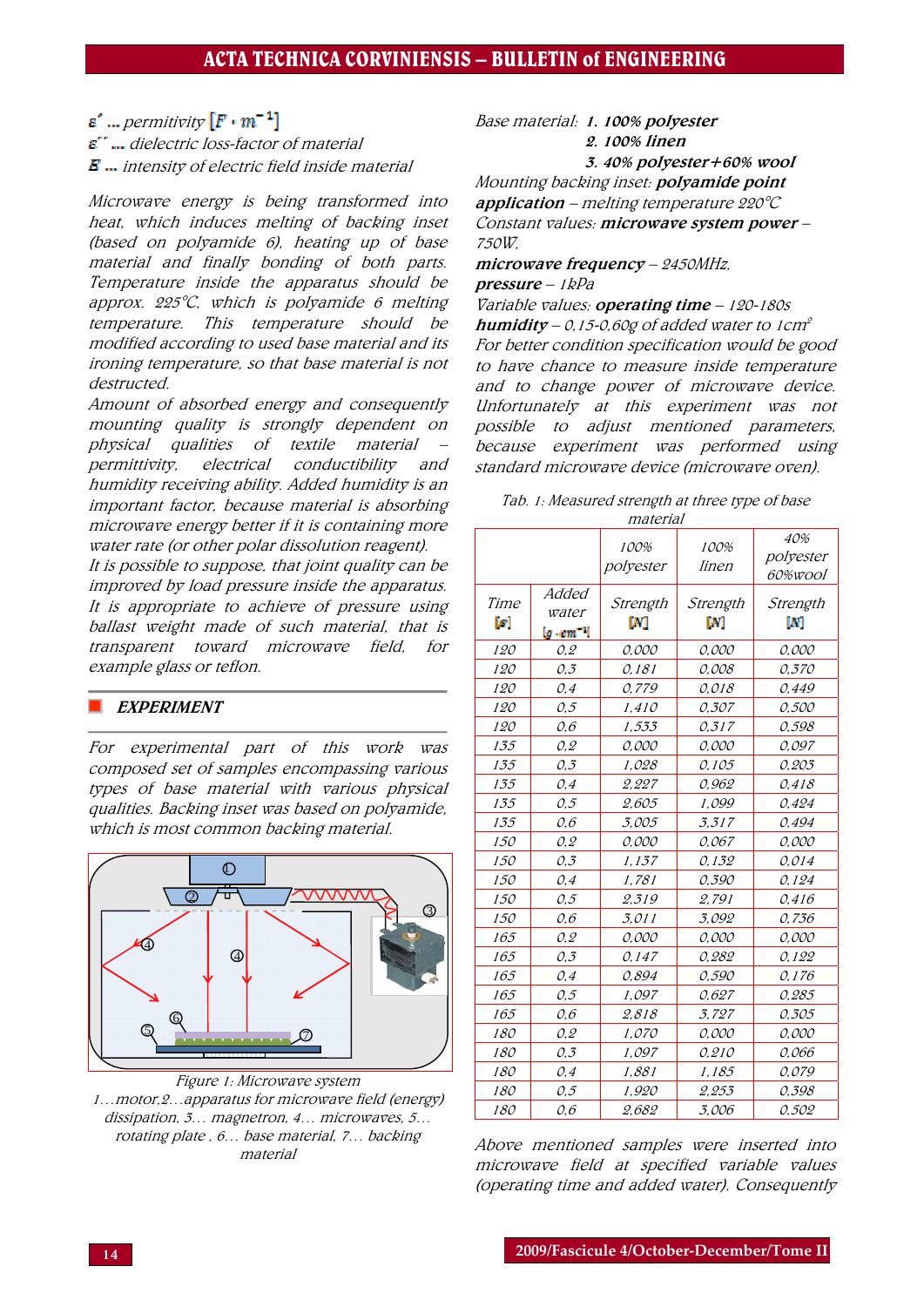$\varepsilon'$ ... permitivity $[F \cdot m^{-1}]$
$\varepsilon''$ ... dielectric loss-factor of material
$E$ ... intensity of electric field inside material

*Microwave energy is being transformed into heat, which induces melting of backing inset (based on polyamide 6), heating up of base material and finally bonding of both parts. Temperature inside the apparatus should be approx. 225°C, which is polyamide 6 melting temperature. This temperature should be modified according to used base material and its ironing temperature, so that base material is not destructed.*

*Amount of absorbed energy and consequently mounting quality is strongly dependent on physical qualities of textile material – permittivity, electrical conductibility and humidity receiving ability. Added humidity is an important factor, because material is absorbing microwave energy better if it is containing more water rate (or other polar dissolution reagent).*

*It is possible to suppose, that joint quality can be improved by load pressure inside the apparatus. It is appropriate to achieve of pressure using ballast weight made of such material, that is transparent toward microwave field, for example glass or teflon.*

## EXPERIMENT

*For experimental part of this work was composed set of samples encompassing various types of base material with various physical qualities. Backing inset was based on polyamide, which is most common backing material.*

*Figure 1: Microwave system*
*1…motor, 2…apparatus for microwave field (energy) dissipation, 3… magnetron, 4… microwaves, 5… rotating plate , 6… base material, 7… backing material*

*Base material:* ***1. 100% polyester***
***2. 100% linen***
***3. 40% polyester+60% wool***

*Mounting backing inset:* ***polyamide point application*** *– melting temperature 220°C*

*Constant values:* ***microwave system power*** *– 750W,*
***microwave frequency*** *– 2450MHz,*
***pressure*** *– 1kPa*

*Variable values:* ***operating time*** *– 120-180s*
***humidity*** *– 0,15-0,60g of added water to 1cm²*

*For better condition specification would be good to have chance to measure inside temperature and to change power of microwave device. Unfortunately at this experiment was not possible to adjust mentioned parameters, because experiment was performed using standard microwave device (microwave oven).*

*Tab. 1: Measured strength at three type of base material*

| | | 100% polyester | 100% linen | 40% polyester 60%wool |
|---|---|---|---|---|
| Time [s] | Added water [$g \cdot cm^{-2}$] | Strength [N] | Strength [N] | Strength [N] |
| 120 | 0,2 | 0,000 | 0,000 | 0,000 |
| 120 | 0,3 | 0,181 | 0,008 | 0,370 |
| 120 | 0,4 | 0,779 | 0,018 | 0,449 |
| 120 | 0,5 | 1,410 | 0,307 | 0,500 |
| 120 | 0,6 | 1,533 | 0,317 | 0,598 |
| 135 | 0,2 | 0,000 | 0,000 | 0,097 |
| 135 | 0,3 | 1,028 | 0,105 | 0,203 |
| 135 | 0,4 | 2,227 | 0,962 | 0,418 |
| 135 | 0,5 | 2,605 | 1,099 | 0,424 |
| 135 | 0,6 | 3,005 | 3,317 | 0,494 |
| 150 | 0,2 | 0,000 | 0,067 | 0,000 |
| 150 | 0,3 | 1,137 | 0,132 | 0,014 |
| 150 | 0,4 | 1,781 | 0,390 | 0,124 |
| 150 | 0,5 | 2,319 | 2,791 | 0,416 |
| 150 | 0,6 | 3,011 | 3,092 | 0,736 |
| 165 | 0,2 | 0,000 | 0,000 | 0,000 |
| 165 | 0,3 | 0,147 | 0,282 | 0,122 |
| 165 | 0,4 | 0,894 | 0,590 | 0,176 |
| 165 | 0,5 | 1,097 | 0,627 | 0,285 |
| 165 | 0,6 | 2,818 | 3,727 | 0,305 |
| 180 | 0,2 | 1,070 | 0,000 | 0,000 |
| 180 | 0,3 | 1,097 | 0,210 | 0,066 |
| 180 | 0,4 | 1,881 | 1,185 | 0,079 |
| 180 | 0,5 | 1,920 | 2,253 | 0,398 |
| 180 | 0,6 | 2,682 | 3,006 | 0,502 |

*Above mentioned samples were inserted into microwave field at specified variable values (operating time and added water). Consequently*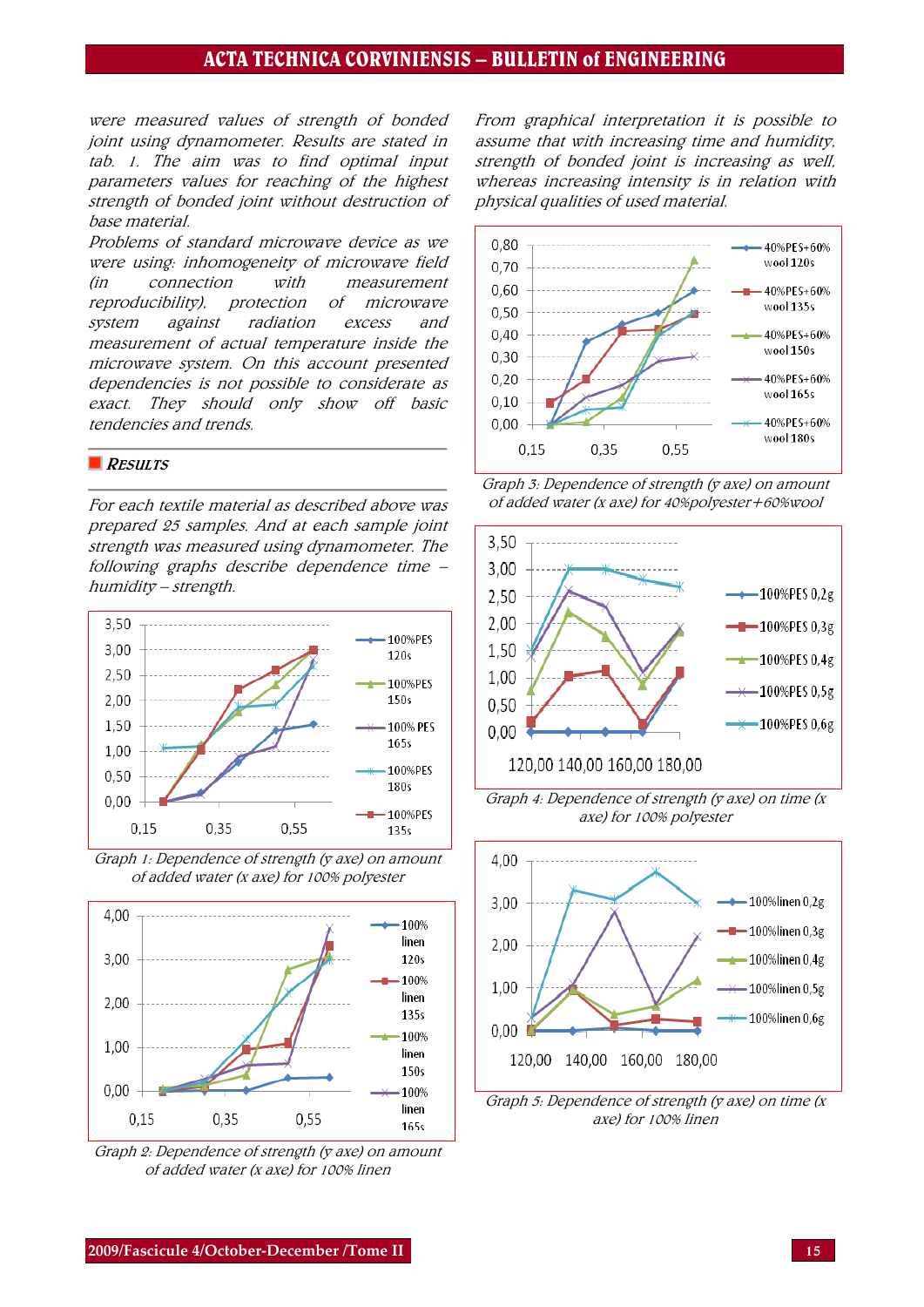were measured values of strength of bonded joint using dynamometer. Results are stated in tab. 1. The aim was to find optimal input parameters values for reaching of the highest strength of bonded joint without destruction of base material.

Problems of standard microwave device as we were using: inhomogeneity of microwave field (in connection with measurement reproducibility), protection of microwave system against radiation excess and measurement of actual temperature inside the microwave system. On this account presented dependencies is not possible to considerate as exact. They should only show off basic tendencies and trends.

## RESULTS

For each textile material as described above was prepared 25 samples. And at each sample joint strength was measured using dynamometer. The following graphs describe dependence time – humidity – strength.

Graph 1: Dependence of strength (y axe) on amount of added water (x axe) for 100% polyester

Graph 2: Dependence of strength (y axe) on amount of added water (x axe) for 100% linen

From graphical interpretation it is possible to assume that with increasing time and humidity, strength of bonded joint is increasing as well, whereas increasing intensity is in relation with physical qualities of used material.

Graph 3: Dependence of strength (y axe) on amount of added water (x axe) for 40%polyester+60%wool

Graph 4: Dependence of strength (y axe) on time (x axe) for 100% polyester

Graph 5: Dependence of strength (y axe) on time (x axe) for 100% linen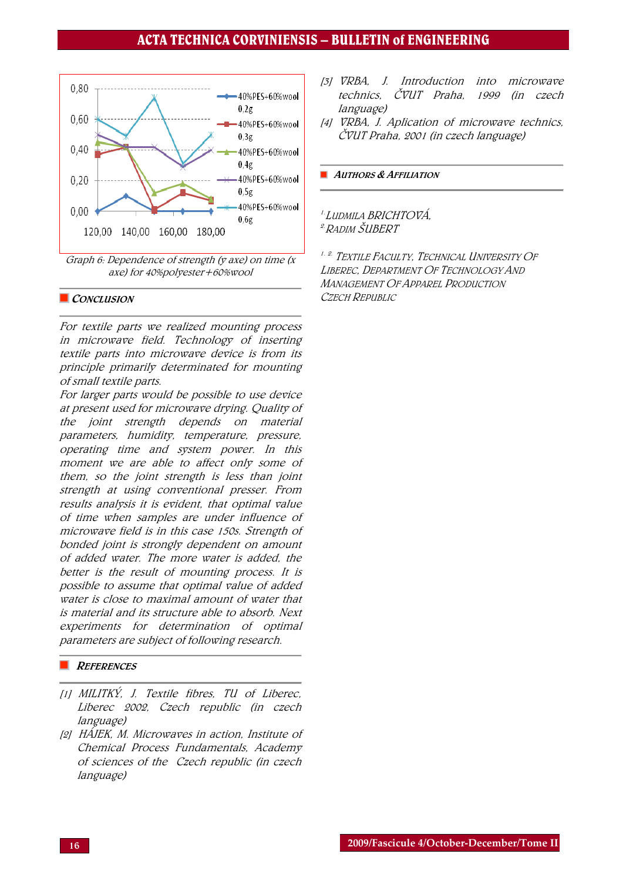0,80
0,60
0,40
0,20
0,00
120,00 140,00 160,00 180,00

40%PES+60%wool 0,2g
40%PES+60%wool 0,3g
40%PES+60%wool 0,4g
40%PES+60%wool 0,5g
40%PES+60%wool 0,6g

*Graph 6: Dependence of strength (y axe) on time (x axe) for 40%polyester+60%wool*

## CONCLUSION

*For textile parts we realized mounting process in microwave field. Technology of inserting textile parts into microwave device is from its principle primarily determinated for mounting of small textile parts.*

*For larger parts would be possible to use device at present used for microwave drying. Quality of the joint strength depends on material parameters, humidity, temperature, pressure, operating time and system power. In this moment we are able to affect only some of them, so the joint strength is less than joint strength at using conventional presser. From results analysis it is evident, that optimal value of time when samples are under influence of microwave field is in this case 150s. Strength of bonded joint is strongly dependent on amount of added water. The more water is added, the better is the result of mounting process. It is possible to assume that optimal value of added water is close to maximal amount of water that is material and its structure able to absorb. Next experiments for determination of optimal parameters are subject of following research.*

## REFERENCES

*[1] MILITKÝ, J. Textile fibres, TU of Liberec, Liberec 2002, Czech republic (in czech language)*

*[2] HÁJEK, M. Microwaves in action, Institute of Chemical Process Fundamentals, Academy of sciences of the Czech republic (in czech language)*

*[3] VRBA, J. Introduction into microwave technics, ČVUT Praha, 1999 (in czech language)*

*[4] VRBA, J. Aplication of microwave technics, ČVUT Praha, 2001 (in czech language)*

## AUTHORS & AFFILIATION

*[1] LUDMILA BRICHTOVÁ,*
*[2] RADIM ŠUBERT*

*[1, 2] TEXTILE FACULTY, TECHNICAL UNIVERSITY OF LIBEREC, DEPARTMENT OF TECHNOLOGY AND MANAGEMENT OF APPAREL PRODUCTION CZECH REPUBLIC*